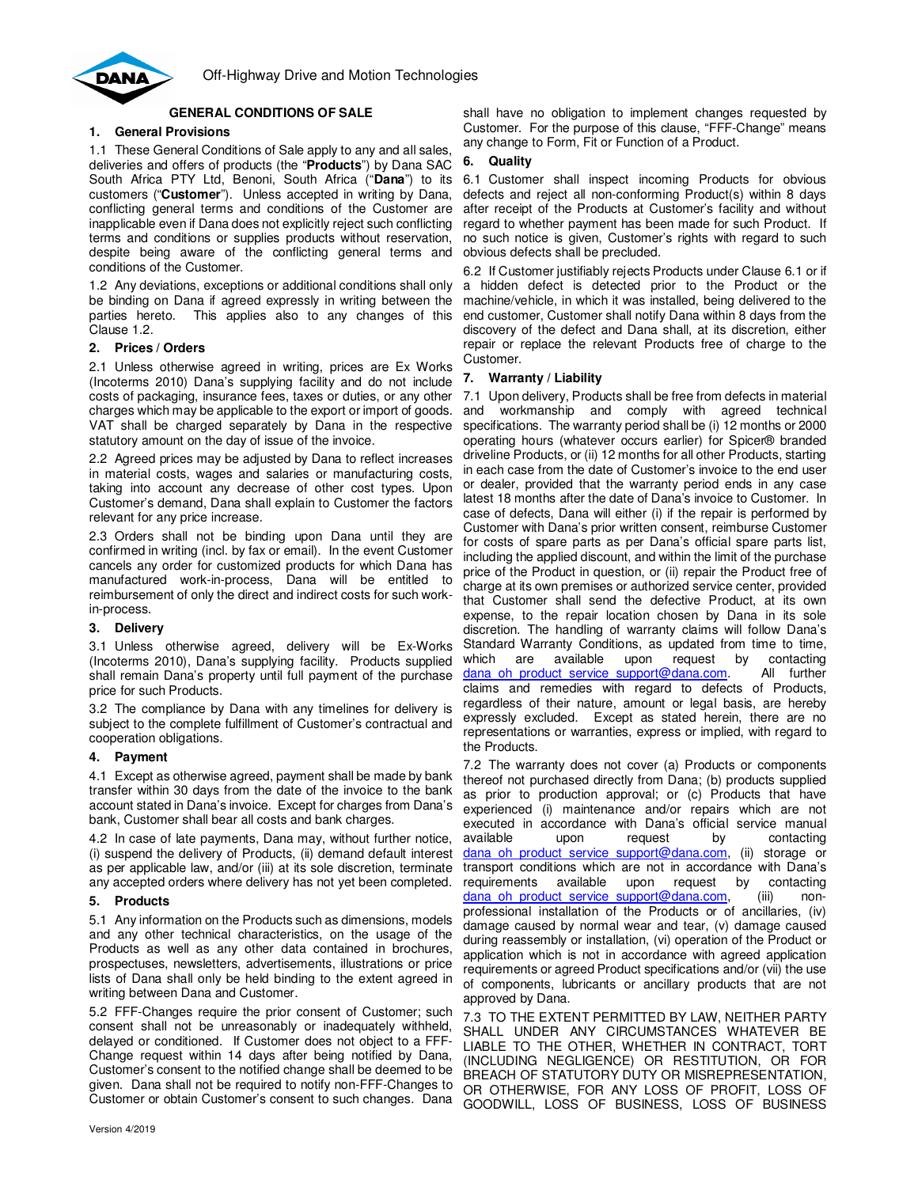Off-Highway Drive and Motion Technologies

## GENERAL CONDITIONS OF SALE

### 1. General Provisions

1.1 These General Conditions of Sale apply to any and all sales, deliveries and offers of products (the "**Products**") by Dana SAC South Africa PTY Ltd, Benoni, South Africa ("**Dana**") to its customers ("**Customer**"). Unless accepted in writing by Dana, conflicting general terms and conditions of the Customer are inapplicable even if Dana does not explicitly reject such conflicting terms and conditions or supplies products without reservation, despite being aware of the conflicting general terms and conditions of the Customer.

1.2 Any deviations, exceptions or additional conditions shall only be binding on Dana if agreed expressly in writing between the parties hereto. This applies also to any changes of this Clause 1.2.

### 2. Prices / Orders

2.1 Unless otherwise agreed in writing, prices are Ex Works (Incoterms 2010) Dana's supplying facility and do not include costs of packaging, insurance fees, taxes or duties, or any other charges which may be applicable to the export or import of goods. VAT shall be charged separately by Dana in the respective statutory amount on the day of issue of the invoice.

2.2 Agreed prices may be adjusted by Dana to reflect increases in material costs, wages and salaries or manufacturing costs, taking into account any decrease of other cost types. Upon Customer's demand, Dana shall explain to Customer the factors relevant for any price increase.

2.3 Orders shall not be binding upon Dana until they are confirmed in writing (incl. by fax or email). In the event Customer cancels any order for customized products for which Dana has manufactured work-in-process, Dana will be entitled to reimbursement of only the direct and indirect costs for such work-in-process.

### 3. Delivery

3.1 Unless otherwise agreed, delivery will be Ex-Works (Incoterms 2010), Dana's supplying facility. Products supplied shall remain Dana's property until full payment of the purchase price for such Products.

3.2 The compliance by Dana with any timelines for delivery is subject to the complete fulfillment of Customer's contractual and cooperation obligations.

### 4. Payment

4.1 Except as otherwise agreed, payment shall be made by bank transfer within 30 days from the date of the invoice to the bank account stated in Dana's invoice. Except for charges from Dana's bank, Customer shall bear all costs and bank charges.

4.2 In case of late payments, Dana may, without further notice, (i) suspend the delivery of Products, (ii) demand default interest as per applicable law, and/or (iii) at its sole discretion, terminate any accepted orders where delivery has not yet been completed.

### 5. Products

5.1 Any information on the Products such as dimensions, models and any other technical characteristics, on the usage of the Products as well as any other data contained in brochures, prospectuses, newsletters, advertisements, illustrations or price lists of Dana shall only be held binding to the extent agreed in writing between Dana and Customer.

5.2 FFF-Changes require the prior consent of Customer; such consent shall not be unreasonably or inadequately withheld, delayed or conditioned. If Customer does not object to a FFF-Change request within 14 days after being notified by Dana, Customer's consent to the notified change shall be deemed to be given. Dana shall not be required to notify non-FFF-Changes to Customer or obtain Customer's consent to such changes. Dana shall have no obligation to implement changes requested by Customer. For the purpose of this clause, "FFF-Change" means any change to Form, Fit or Function of a Product.

### 6. Quality

6.1 Customer shall inspect incoming Products for obvious defects and reject all non-conforming Product(s) within 8 days after receipt of the Products at Customer's facility and without regard to whether payment has been made for such Product. If no such notice is given, Customer's rights with regard to such obvious defects shall be precluded.

6.2 If Customer justifiably rejects Products under Clause 6.1 or if a hidden defect is detected prior to the Product or the machine/vehicle, in which it was installed, being delivered to the end customer, Customer shall notify Dana within 8 days from the discovery of the defect and Dana shall, at its discretion, either repair or replace the relevant Products free of charge to the Customer.

### 7. Warranty / Liability

7.1 Upon delivery, Products shall be free from defects in material and workmanship and comply with agreed technical specifications. The warranty period shall be (i) 12 months or 2000 operating hours (whatever occurs earlier) for Spicer® branded driveline Products, or (ii) 12 months for all other Products, starting in each case from the date of Customer's invoice to the end user or dealer, provided that the warranty period ends in any case latest 18 months after the date of Dana's invoice to Customer. In case of defects, Dana will either (i) if the repair is performed by Customer with Dana's prior written consent, reimburse Customer for costs of spare parts as per Dana's official spare parts list, including the applied discount, and within the limit of the purchase price of the Product in question, or (ii) repair the Product free of charge at its own premises or authorized service center, provided that Customer shall send the defective Product, at its own expense, to the repair location chosen by Dana in its sole discretion. The handling of warranty claims will follow Dana's Standard Warranty Conditions, as updated from time to time, which are available upon request by contacting dana_oh_product_service_support@dana.com. All further claims and remedies with regard to defects of Products, regardless of their nature, amount or legal basis, are hereby expressly excluded. Except as stated herein, there are no representations or warranties, express or implied, with regard to the Products.

7.2 The warranty does not cover (a) Products or components thereof not purchased directly from Dana; (b) products supplied as prior to production approval; or (c) Products that have experienced (i) maintenance and/or repairs which are not executed in accordance with Dana's official service manual available upon request by contacting dana_oh_product_service_support@dana.com, (ii) storage or transport conditions which are not in accordance with Dana's requirements available upon request by contacting dana_oh_product_service_support@dana.com, (iii) non-professional installation of the Products or of ancillaries, (iv) damage caused by normal wear and tear, (v) damage caused during reassembly or installation, (vi) operation of the Product or application which is not in accordance with agreed application requirements or agreed Product specifications and/or (vii) the use of components, lubricants or ancillary products that are not approved by Dana.

7.3 TO THE EXTENT PERMITTED BY LAW, NEITHER PARTY SHALL UNDER ANY CIRCUMSTANCES WHATEVER BE LIABLE TO THE OTHER, WHETHER IN CONTRACT, TORT (INCLUDING NEGLIGENCE) OR RESTITUTION, OR FOR BREACH OF STATUTORY DUTY OR MISREPRESENTATION, OR OTHERWISE, FOR ANY LOSS OF PROFIT, LOSS OF GOODWILL, LOSS OF BUSINESS, LOSS OF BUSINESS

Version 4/2019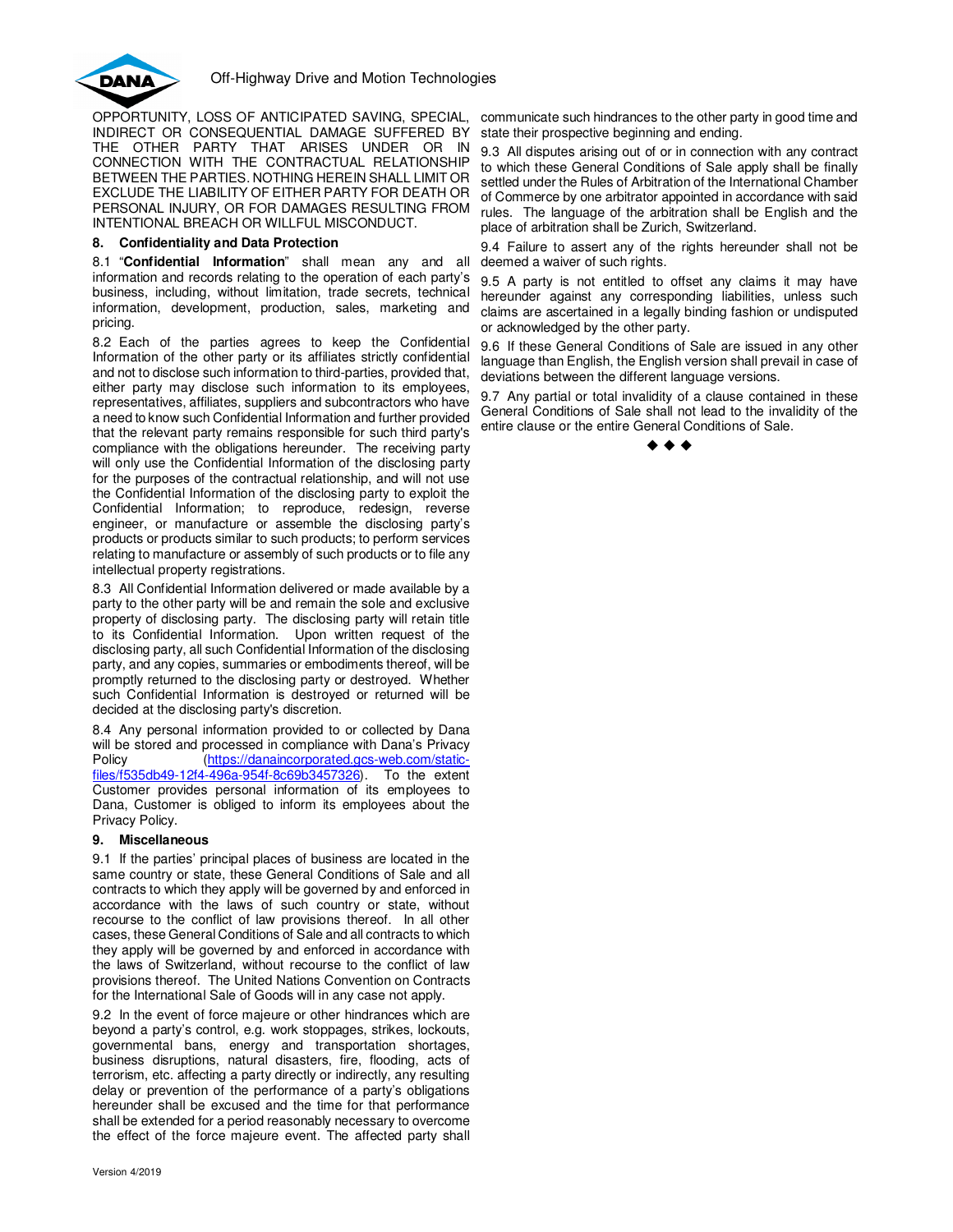OPPORTUNITY, LOSS OF ANTICIPATED SAVING, SPECIAL, INDIRECT OR CONSEQUENTIAL DAMAGE SUFFERED BY THE OTHER PARTY THAT ARISES UNDER OR IN CONNECTION WITH THE CONTRACTUAL RELATIONSHIP BETWEEN THE PARTIES. NOTHING HEREIN SHALL LIMIT OR EXCLUDE THE LIABILITY OF EITHER PARTY FOR DEATH OR PERSONAL INJURY, OR FOR DAMAGES RESULTING FROM INTENTIONAL BREACH OR WILLFUL MISCONDUCT.

**8. Confidentiality and Data Protection**

8.1 "**Confidential Information**" shall mean any and all information and records relating to the operation of each party's business, including, without limitation, trade secrets, technical information, development, production, sales, marketing and pricing.

8.2 Each of the parties agrees to keep the Confidential Information of the other party or its affiliates strictly confidential and not to disclose such information to third-parties, provided that, either party may disclose such information to its employees, representatives, affiliates, suppliers and subcontractors who have a need to know such Confidential Information and further provided that the relevant party remains responsible for such third party's compliance with the obligations hereunder. The receiving party will only use the Confidential Information of the disclosing party for the purposes of the contractual relationship, and will not use the Confidential Information of the disclosing party to exploit the Confidential Information; to reproduce, redesign, reverse engineer, or manufacture or assemble the disclosing party's products or products similar to such products; to perform services relating to manufacture or assembly of such products or to file any intellectual property registrations.

8.3 All Confidential Information delivered or made available by a party to the other party will be and remain the sole and exclusive property of disclosing party. The disclosing party will retain title to its Confidential Information. Upon written request of the disclosing party, all such Confidential Information of the disclosing party, and any copies, summaries or embodiments thereof, will be promptly returned to the disclosing party or destroyed. Whether such Confidential Information is destroyed or returned will be decided at the disclosing party's discretion.

8.4 Any personal information provided to or collected by Dana will be stored and processed in compliance with Dana's Privacy Policy (https://danaincorporated.gcs-web.com/static-files/f535db49-12f4-496a-954f-8c69b3457326). To the extent Customer provides personal information of its employees to Dana, Customer is obliged to inform its employees about the Privacy Policy.

**9. Miscellaneous**

9.1 If the parties' principal places of business are located in the same country or state, these General Conditions of Sale and all contracts to which they apply will be governed by and enforced in accordance with the laws of such country or state, without recourse to the conflict of law provisions thereof. In all other cases, these General Conditions of Sale and all contracts to which they apply will be governed by and enforced in accordance with the laws of Switzerland, without recourse to the conflict of law provisions thereof. The United Nations Convention on Contracts for the International Sale of Goods will in any case not apply.

9.2 In the event of force majeure or other hindrances which are beyond a party's control, e.g. work stoppages, strikes, lockouts, governmental bans, energy and transportation shortages, business disruptions, natural disasters, fire, flooding, acts of terrorism, etc. affecting a party directly or indirectly, any resulting delay or prevention of the performance of a party's obligations hereunder shall be excused and the time for that performance shall be extended for a period reasonably necessary to overcome the effect of the force majeure event. The affected party shall communicate such hindrances to the other party in good time and state their prospective beginning and ending.

9.3 All disputes arising out of or in connection with any contract to which these General Conditions of Sale apply shall be finally settled under the Rules of Arbitration of the International Chamber of Commerce by one arbitrator appointed in accordance with said rules. The language of the arbitration shall be English and the place of arbitration shall be Zurich, Switzerland.

9.4 Failure to assert any of the rights hereunder shall not be deemed a waiver of such rights.

9.5 A party is not entitled to offset any claims it may have hereunder against any corresponding liabilities, unless such claims are ascertained in a legally binding fashion or undisputed or acknowledged by the other party.

9.6 If these General Conditions of Sale are issued in any other language than English, the English version shall prevail in case of deviations between the different language versions.

9.7 Any partial or total invalidity of a clause contained in these General Conditions of Sale shall not lead to the invalidity of the entire clause or the entire General Conditions of Sale.

◆ ◆ ◆